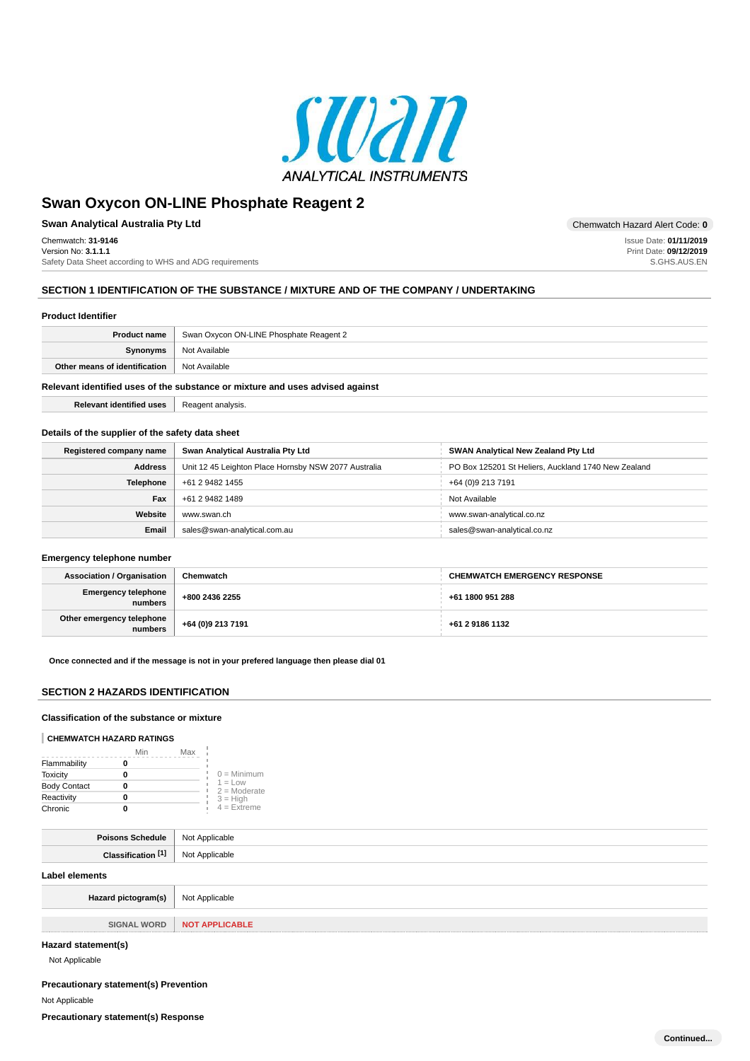# Swan Oxycon ON-LINE Phosphate Reagent 2

**Swan Analytical Australia Pty Ltd**

Chemwatch Hazard Alert Code: **0**

Chemwatch: **31-9146**
Version No: **3.1.1.1**
Safety Data Sheet according to WHS and ADG requirements

Issue Date: **01/11/2019**
Print Date: **09/12/2019**
S.GHS.AUS.EN

## SECTION 1 IDENTIFICATION OF THE SUBSTANCE / MIXTURE AND OF THE COMPANY / UNDERTAKING

### Product Identifier

| | |
|---|---|
| **Product name** | Swan Oxycon ON-LINE Phosphate Reagent 2 |
| **Synonyms** | Not Available |
| **Other means of identification** | Not Available |

### Relevant identified uses of the substance or mixture and uses advised against

| | |
|---|---|
| **Relevant identified uses** | Reagent analysis. |

### Details of the supplier of the safety data sheet

| | | |
|---|---|---|
| **Registered company name** | **Swan Analytical Australia Pty Ltd** | **SWAN Analytical New Zealand Pty Ltd** |
| **Address** | Unit 12 45 Leighton Place Hornsby NSW 2077 Australia | PO Box 125201 St Heliers, Auckland 1740 New Zealand |
| **Telephone** | +61 2 9482 1455 | +64 (0)9 213 7191 |
| **Fax** | +61 2 9482 1489 | Not Available |
| **Website** | www.swan.ch | www.swan-analytical.co.nz |
| **Email** | sales@swan-analytical.com.au | sales@swan-analytical.co.nz |

### Emergency telephone number

| | | |
|---|---|---|
| **Association / Organisation** | **Chemwatch** | **CHEMWATCH EMERGENCY RESPONSE** |
| **Emergency telephone numbers** | **+800 2436 2255** | **+61 1800 951 288** |
| **Other emergency telephone numbers** | **+64 (0)9 213 7191** | **+61 2 9186 1132** |

**Once connected and if the message is not in your prefered language then please dial 01**

## SECTION 2 HAZARDS IDENTIFICATION

### Classification of the substance or mixture

**CHEMWATCH HAZARD RATINGS**

| | Min | Max |
|---|---|---|
| Flammability | 0 | |
| Toxicity | 0 | |
| Body Contact | 0 | |
| Reactivity | 0 | |
| Chronic | 0 | |

0 = Minimum
1 = Low
2 = Moderate
3 = High
4 = Extreme

| | |
|---|---|
| **Poisons Schedule** | Not Applicable |
| **Classification [1]** | Not Applicable |

### Label elements

| | |
|---|---|
| **Hazard pictogram(s)** | Not Applicable |
| **SIGNAL WORD** | **NOT APPLICABLE** |

### Hazard statement(s)

Not Applicable

### Precautionary statement(s) Prevention

Not Applicable

### Precautionary statement(s) Response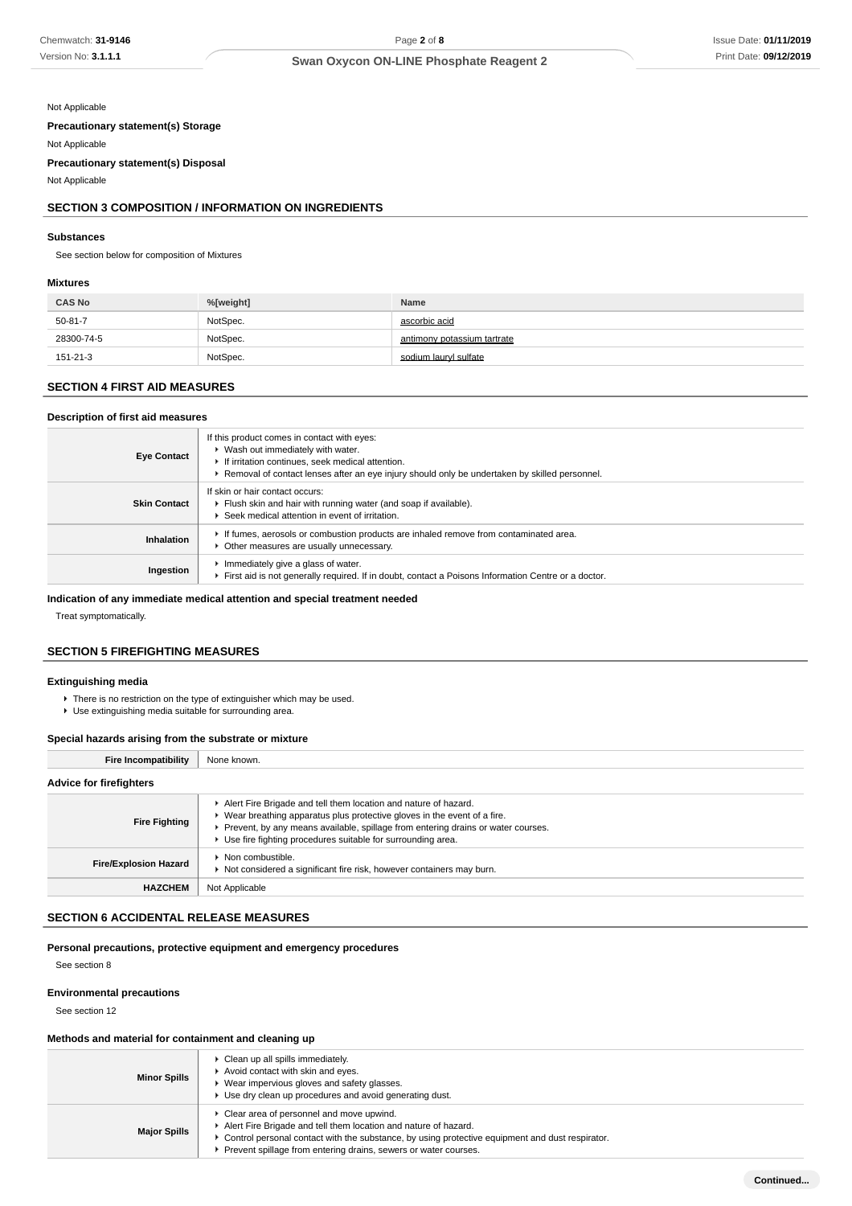Not Applicable

**Precautionary statement(s) Storage**

Not Applicable

**Precautionary statement(s) Disposal**

Not Applicable

## SECTION 3 COMPOSITION / INFORMATION ON INGREDIENTS

### Substances

See section below for composition of Mixtures

### Mixtures

| CAS No | %[weight] | Name |
|---|---|---|
| 50-81-7 | NotSpec. | ascorbic acid |
| 28300-74-5 | NotSpec. | antimony potassium tartrate |
| 151-21-3 | NotSpec. | sodium lauryl sulfate |

## SECTION 4 FIRST AID MEASURES

### Description of first aid measures

| | |
|---|---|
| **Eye Contact** | If this product comes in contact with eyes:<br>▸ Wash out immediately with water.<br>▸ If irritation continues, seek medical attention.<br>▸ Removal of contact lenses after an eye injury should only be undertaken by skilled personnel. |
| **Skin Contact** | If skin or hair contact occurs:<br>▸ Flush skin and hair with running water (and soap if available).<br>▸ Seek medical attention in event of irritation. |
| **Inhalation** | ▸ If fumes, aerosols or combustion products are inhaled remove from contaminated area.<br>▸ Other measures are usually unnecessary. |
| **Ingestion** | ▸ Immediately give a glass of water.<br>▸ First aid is not generally required. If in doubt, contact a Poisons Information Centre or a doctor. |

### Indication of any immediate medical attention and special treatment needed

Treat symptomatically.

## SECTION 5 FIREFIGHTING MEASURES

### Extinguishing media

- There is no restriction on the type of extinguisher which may be used.
- Use extinguishing media suitable for surrounding area.

### Special hazards arising from the substrate or mixture

| | |
|---|---|
| **Fire Incompatibility** | None known. |

### Advice for firefighters

| | |
|---|---|
| **Fire Fighting** | ▸ Alert Fire Brigade and tell them location and nature of hazard.<br>▸ Wear breathing apparatus plus protective gloves in the event of a fire.<br>▸ Prevent, by any means available, spillage from entering drains or water courses.<br>▸ Use fire fighting procedures suitable for surrounding area. |
| **Fire/Explosion Hazard** | ▸ Non combustible.<br>▸ Not considered a significant fire risk, however containers may burn. |
| **HAZCHEM** | Not Applicable |

## SECTION 6 ACCIDENTAL RELEASE MEASURES

### Personal precautions, protective equipment and emergency procedures

See section 8

### Environmental precautions

See section 12

### Methods and material for containment and cleaning up

| | |
|---|---|
| **Minor Spills** | ▸ Clean up all spills immediately.<br>▸ Avoid contact with skin and eyes.<br>▸ Wear impervious gloves and safety glasses.<br>▸ Use dry clean up procedures and avoid generating dust. |
| **Major Spills** | ▸ Clear area of personnel and move upwind.<br>▸ Alert Fire Brigade and tell them location and nature of hazard.<br>▸ Control personal contact with the substance, by using protective equipment and dust respirator.<br>▸ Prevent spillage from entering drains, sewers or water courses. |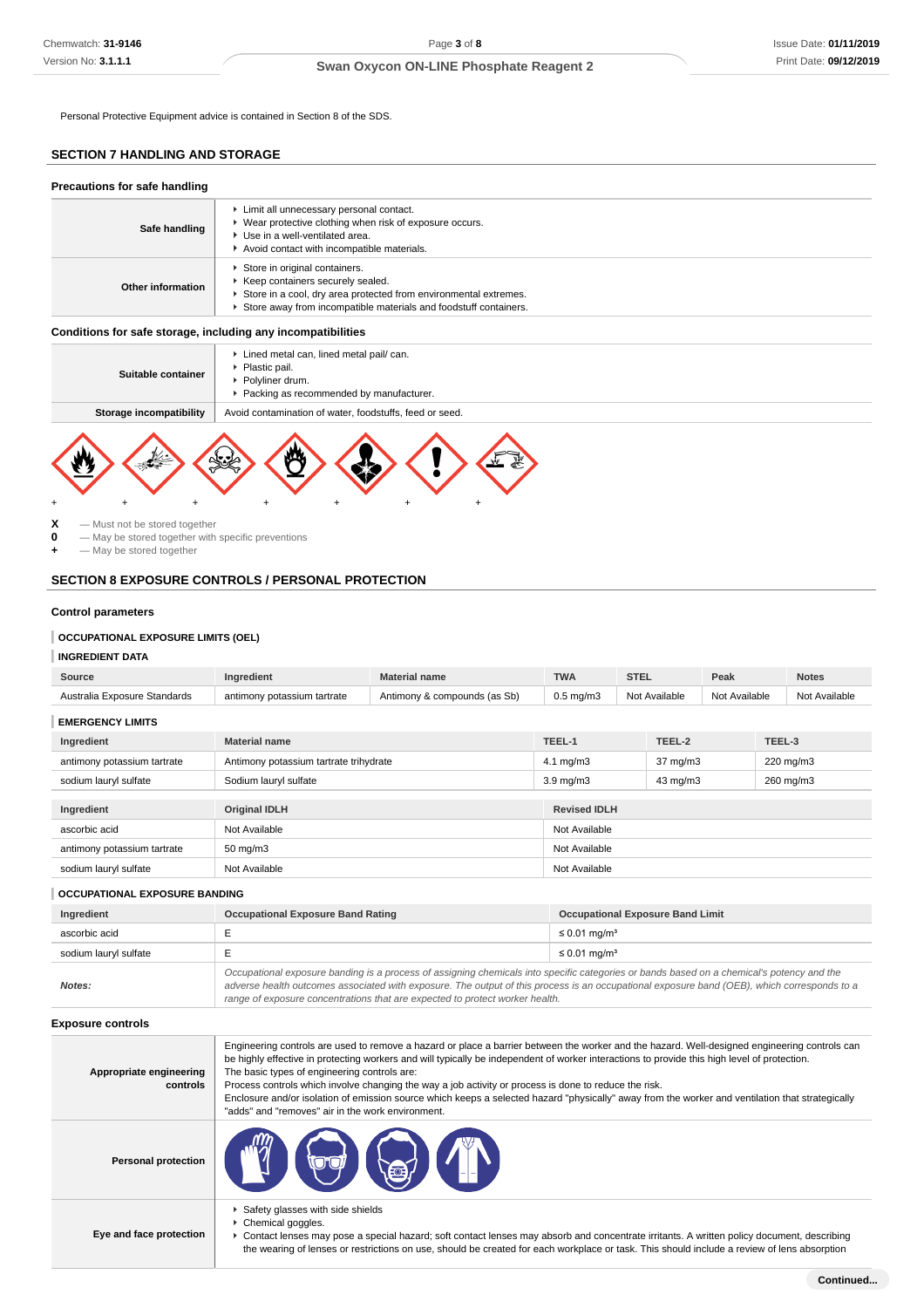Personal Protective Equipment advice is contained in Section 8 of the SDS.

## SECTION 7 HANDLING AND STORAGE

### Precautions for safe handling

| | |
|---|---|
| **Safe handling** | ‣ Limit all unnecessary personal contact.<br>‣ Wear protective clothing when risk of exposure occurs.<br>‣ Use in a well-ventilated area.<br>‣ Avoid contact with incompatible materials. |
| **Other information** | ‣ Store in original containers.<br>‣ Keep containers securely sealed.<br>‣ Store in a cool, dry area protected from environmental extremes.<br>‣ Store away from incompatible materials and foodstuff containers. |

### Conditions for safe storage, including any incompatibilities

| | |
|---|---|
| **Suitable container** | ‣ Lined metal can, lined metal pail/ can.<br>‣ Plastic pail.<br>‣ Polyliner drum.<br>‣ Packing as recommended by manufacturer. |
| **Storage incompatibility** | Avoid contamination of water, foodstuffs, feed or seed. |

+ + + + + + +

**X** — Must not be stored together
**0** — May be stored together with specific preventions
**+** — May be stored together

## SECTION 8 EXPOSURE CONTROLS / PERSONAL PROTECTION

### Control parameters

#### OCCUPATIONAL EXPOSURE LIMITS (OEL)

#### INGREDIENT DATA

| Source | Ingredient | Material name | TWA | STEL | Peak | Notes |
|---|---|---|---|---|---|---|
| Australia Exposure Standards | antimony potassium tartrate | Antimony & compounds (as Sb) | 0.5 mg/m3 | Not Available | Not Available | Not Available |

#### EMERGENCY LIMITS

| Ingredient | Material name | TEEL-1 | TEEL-2 | TEEL-3 |
|---|---|---|---|---|
| antimony potassium tartrate | Antimony potassium tartrate trihydrate | 4.1 mg/m3 | 37 mg/m3 | 220 mg/m3 |
| sodium lauryl sulfate | Sodium lauryl sulfate | 3.9 mg/m3 | 43 mg/m3 | 260 mg/m3 |

| Ingredient | Original IDLH | Revised IDLH |
|---|---|---|
| ascorbic acid | Not Available | Not Available |
| antimony potassium tartrate | 50 mg/m3 | Not Available |
| sodium lauryl sulfate | Not Available | Not Available |

#### OCCUPATIONAL EXPOSURE BANDING

| Ingredient | Occupational Exposure Band Rating | Occupational Exposure Band Limit |
|---|---|---|
| ascorbic acid | E | ≤ 0.01 mg/m³ |
| sodium lauryl sulfate | E | ≤ 0.01 mg/m³ |
| ***Notes:*** | *Occupational exposure banding is a process of assigning chemicals into specific categories or bands based on a chemical's potency and the adverse health outcomes associated with exposure. The output of this process is an occupational exposure band (OEB), which corresponds to a range of exposure concentrations that are expected to protect worker health.* | |

### Exposure controls

| | |
|---|---|
| **Appropriate engineering controls** | Engineering controls are used to remove a hazard or place a barrier between the worker and the hazard. Well-designed engineering controls can be highly effective in protecting workers and will typically be independent of worker interactions to provide this high level of protection.<br>The basic types of engineering controls are:<br>Process controls which involve changing the way a job activity or process is done to reduce the risk.<br>Enclosure and/or isolation of emission source which keeps a selected hazard "physically" away from the worker and ventilation that strategically "adds" and "removes" air in the work environment. |
| **Personal protection** | |
| **Eye and face protection** | ‣ Safety glasses with side shields<br>‣ Chemical goggles.<br>‣ Contact lenses may pose a special hazard; soft contact lenses may absorb and concentrate irritants. A written policy document, describing the wearing of lenses or restrictions on use, should be created for each workplace or task. This should include a review of lens absorption |

**Continued...**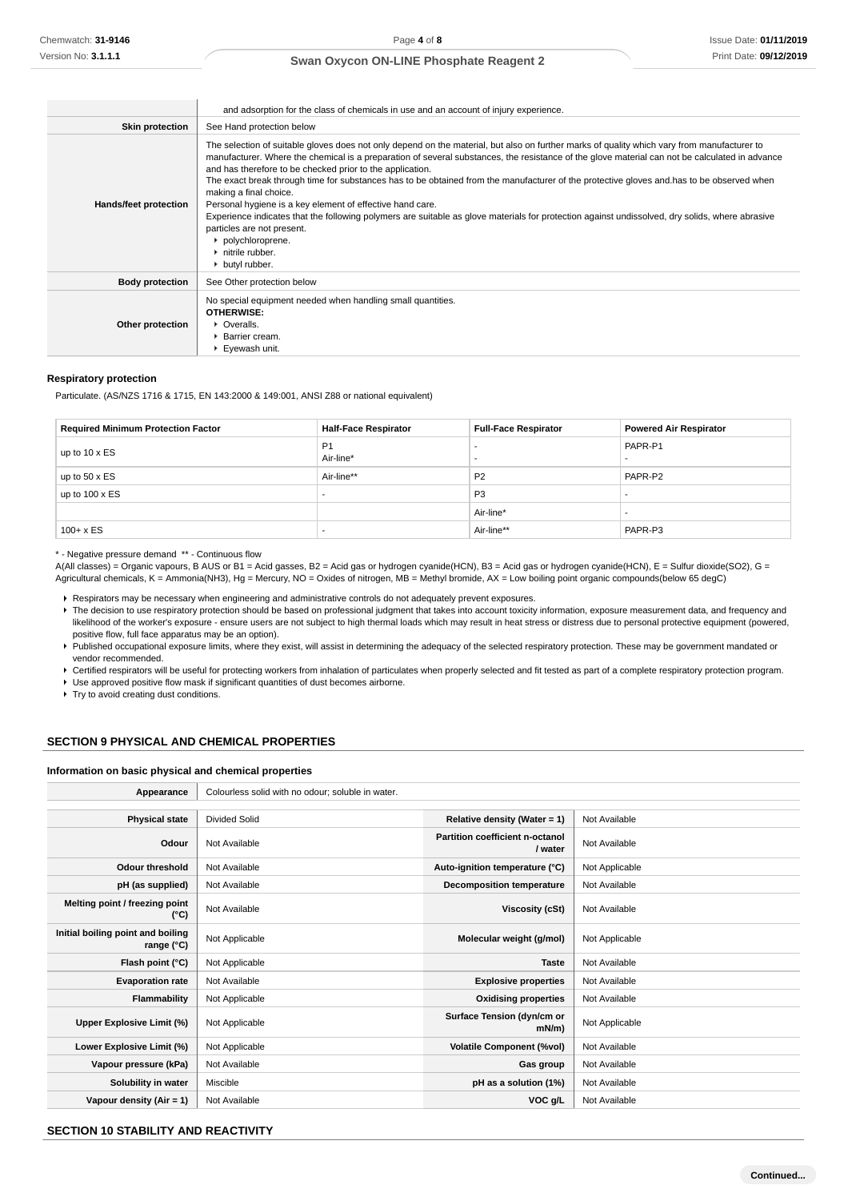| | |
|---|---|
| | and adsorption for the class of chemicals in use and an account of injury experience. |
| **Skin protection** | See Hand protection below |
| **Hands/feet protection** | The selection of suitable gloves does not only depend on the material, but also on further marks of quality which vary from manufacturer to manufacturer. Where the chemical is a preparation of several substances, the resistance of the glove material can not be calculated in advance and has therefore to be checked prior to the application.<br>The exact break through time for substances has to be obtained from the manufacturer of the protective gloves and.has to be observed when making a final choice.<br>Personal hygiene is a key element of effective hand care.<br>Experience indicates that the following polymers are suitable as glove materials for protection against undissolved, dry solids, where abrasive particles are not present.<br>▸ polychloroprene.<br>▸ nitrile rubber.<br>▸ butyl rubber. |
| **Body protection** | See Other protection below |
| **Other protection** | No special equipment needed when handling small quantities.<br>**OTHERWISE:**<br>▸ Overalls.<br>▸ Barrier cream.<br>▸ Eyewash unit. |

### Respiratory protection

Particulate. (AS/NZS 1716 & 1715, EN 143:2000 & 149:001, ANSI Z88 or national equivalent)

| Required Minimum Protection Factor | Half-Face Respirator | Full-Face Respirator | Powered Air Respirator |
|---|---|---|---|
| up to 10 x ES | P1<br>Air-line* | -<br>- | PAPR-P1<br>- |
| up to 50 x ES | Air-line** | P2 | PAPR-P2 |
| up to 100 x ES | - | P3 | - |
| | | Air-line* | - |
| 100+ x ES | - | Air-line** | PAPR-P3 |

\* - Negative pressure demand  ** - Continuous flow

A(All classes) = Organic vapours, B AUS or B1 = Acid gasses, B2 = Acid gas or hydrogen cyanide(HCN), B3 = Acid gas or hydrogen cyanide(HCN), E = Sulfur dioxide(SO2), G = Agricultural chemicals, K = Ammonia(NH3), Hg = Mercury, NO = Oxides of nitrogen, MB = Methyl bromide, AX = Low boiling point organic compounds(below 65 degC)

- Respirators may be necessary when engineering and administrative controls do not adequately prevent exposures.
- The decision to use respiratory protection should be based on professional judgment that takes into account toxicity information, exposure measurement data, and frequency and likelihood of the worker's exposure - ensure users are not subject to high thermal loads which may result in heat stress or distress due to personal protective equipment (powered, positive flow, full face apparatus may be an option).
- Published occupational exposure limits, where they exist, will assist in determining the adequacy of the selected respiratory protection. These may be government mandated or vendor recommended.
- Certified respirators will be useful for protecting workers from inhalation of particulates when properly selected and fit tested as part of a complete respiratory protection program.
- Use approved positive flow mask if significant quantities of dust becomes airborne.
- Try to avoid creating dust conditions.

## SECTION 9 PHYSICAL AND CHEMICAL PROPERTIES

### Information on basic physical and chemical properties

| | | | |
|---|---|---|---|
| **Appearance** | Colourless solid with no odour; soluble in water. | | |
| **Physical state** | Divided Solid | **Relative density (Water = 1)** | Not Available |
| **Odour** | Not Available | **Partition coefficient n-octanol / water** | Not Available |
| **Odour threshold** | Not Available | **Auto-ignition temperature (°C)** | Not Applicable |
| **pH (as supplied)** | Not Available | **Decomposition temperature** | Not Available |
| **Melting point / freezing point (°C)** | Not Available | **Viscosity (cSt)** | Not Available |
| **Initial boiling point and boiling range (°C)** | Not Applicable | **Molecular weight (g/mol)** | Not Applicable |
| **Flash point (°C)** | Not Applicable | **Taste** | Not Available |
| **Evaporation rate** | Not Available | **Explosive properties** | Not Available |
| **Flammability** | Not Applicable | **Oxidising properties** | Not Available |
| **Upper Explosive Limit (%)** | Not Applicable | **Surface Tension (dyn/cm or mN/m)** | Not Applicable |
| **Lower Explosive Limit (%)** | Not Applicable | **Volatile Component (%vol)** | Not Available |
| **Vapour pressure (kPa)** | Not Available | **Gas group** | Not Available |
| **Solubility in water** | Miscible | **pH as a solution (1%)** | Not Available |
| **Vapour density (Air = 1)** | Not Available | **VOC g/L** | Not Available |

## SECTION 10 STABILITY AND REACTIVITY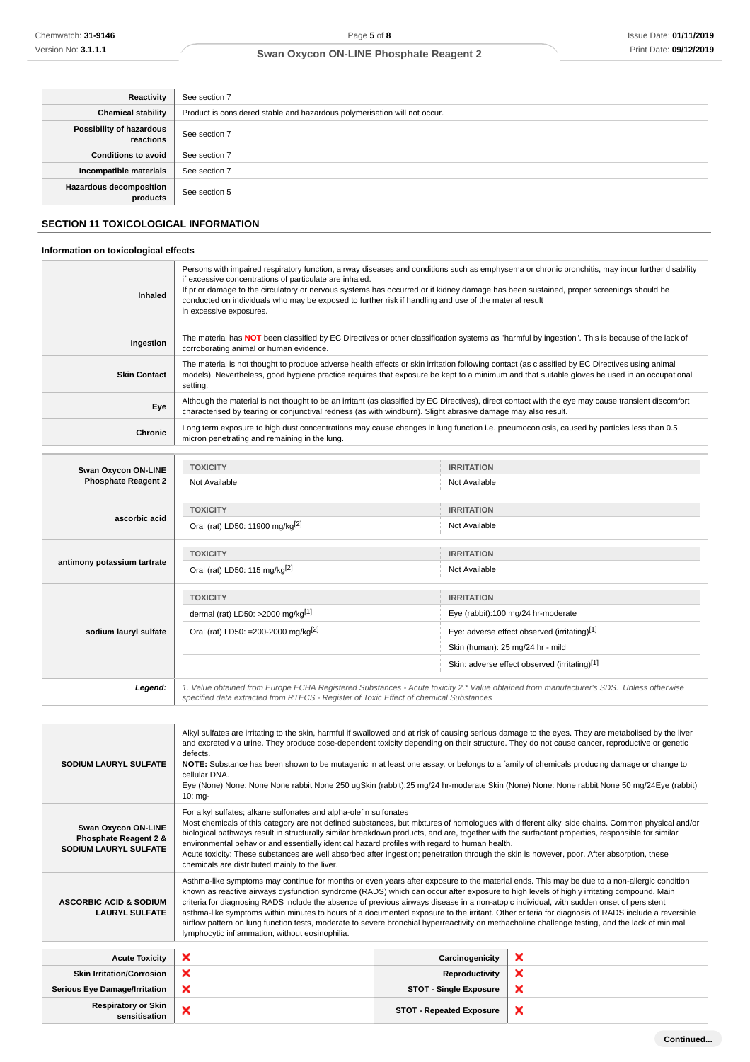| | |
|---|---|
| **Reactivity** | See section 7 |
| **Chemical stability** | Product is considered stable and hazardous polymerisation will not occur. |
| **Possibility of hazardous reactions** | See section 7 |
| **Conditions to avoid** | See section 7 |
| **Incompatible materials** | See section 7 |
| **Hazardous decomposition products** | See section 5 |

## SECTION 11 TOXICOLOGICAL INFORMATION

### Information on toxicological effects

| | |
|---|---|
| **Inhaled** | Persons with impaired respiratory function, airway diseases and conditions such as emphysema or chronic bronchitis, may incur further disability if excessive concentrations of particulate are inhaled.<br>If prior damage to the circulatory or nervous systems has occurred or if kidney damage has been sustained, proper screenings should be conducted on individuals who may be exposed to further risk if handling and use of the material result in excessive exposures. |
| **Ingestion** | The material has **NOT** been classified by EC Directives or other classification systems as "harmful by ingestion". This is because of the lack of corroborating animal or human evidence. |
| **Skin Contact** | The material is not thought to produce adverse health effects or skin irritation following contact (as classified by EC Directives using animal models). Nevertheless, good hygiene practice requires that exposure be kept to a minimum and that suitable gloves be used in an occupational setting. |
| **Eye** | Although the material is not thought to be an irritant (as classified by EC Directives), direct contact with the eye may cause transient discomfort characterised by tearing or conjunctival redness (as with windburn). Slight abrasive damage may also result. |
| **Chronic** | Long term exposure to high dust concentrations may cause changes in lung function i.e. pneumoconiosis, caused by particles less than 0.5 micron penetrating and remaining in the lung. |

| | TOXICITY | IRRITATION |
|---|---|---|
| **Swan Oxycon ON-LINE Phosphate Reagent 2** | Not Available | Not Available |
| **ascorbic acid** | Oral (rat) LD50: 11900 mg/kg[2] | Not Available |
| **antimony potassium tartrate** | Oral (rat) LD50: 115 mg/kg[2] | Not Available |
| **sodium lauryl sulfate** | dermal (rat) LD50: >2000 mg/kg[1] | Eye (rabbit):100 mg/24 hr-moderate |
| | Oral (rat) LD50: =200-2000 mg/kg[2] | Eye: adverse effect observed (irritating)[1] |
| | | Skin (human): 25 mg/24 hr - mild |
| | | Skin: adverse effect observed (irritating)[1] |
| ***Legend:*** | *1. Value obtained from Europe ECHA Registered Substances - Acute toxicity 2.\* Value obtained from manufacturer's SDS. Unless otherwise specified data extracted from RTECS - Register of Toxic Effect of chemical Substances* | |

| | |
|---|---|
| **SODIUM LAURYL SULFATE** | Alkyl sulfates are irritating to the skin, harmful if swallowed and at risk of causing serious damage to the eyes. They are metabolised by the liver and excreted via urine. They produce dose-dependent toxicity depending on their structure. They do not cause cancer, reproductive or genetic defects.<br>**NOTE:** Substance has been shown to be mutagenic in at least one assay, or belongs to a family of chemicals producing damage or change to cellular DNA.<br>Eye (None) None: None None rabbit None 250 ugSkin (rabbit):25 mg/24 hr-moderate Skin (None) None: None rabbit None 50 mg/24Eye (rabbit) 10: mg- |
| **Swan Oxycon ON-LINE Phosphate Reagent 2 & SODIUM LAURYL SULFATE** | For alkyl sulfates; alkane sulfonates and alpha-olefin sulfonates<br>Most chemicals of this category are not defined substances, but mixtures of homologues with different alkyl side chains. Common physical and/or biological pathways result in structurally similar breakdown products, and are, together with the surfactant properties, responsible for similar environmental behavior and essentially identical hazard profiles with regard to human health.<br>Acute toxicity: These substances are well absorbed after ingestion; penetration through the skin is however, poor. After absorption, these chemicals are distributed mainly to the liver. |
| **ASCORBIC ACID & SODIUM LAURYL SULFATE** | Asthma-like symptoms may continue for months or even years after exposure to the material ends. This may be due to a non-allergic condition known as reactive airways dysfunction syndrome (RADS) which can occur after exposure to high levels of highly irritating compound. Main criteria for diagnosing RADS include the absence of previous airways disease in a non-atopic individual, with sudden onset of persistent asthma-like symptoms within minutes to hours of a documented exposure to the irritant. Other criteria for diagnosis of RADS include a reversible airflow pattern on lung function tests, moderate to severe bronchial hyperreactivity on methacholine challenge testing, and the lack of minimal lymphocytic inflammation, without eosinophilia. |

| | | | |
|---|---|---|---|
| **Acute Toxicity** | ✘ | **Carcinogenicity** | ✘ |
| **Skin Irritation/Corrosion** | ✘ | **Reproductivity** | ✘ |
| **Serious Eye Damage/Irritation** | ✘ | **STOT - Single Exposure** | ✘ |
| **Respiratory or Skin sensitisation** | ✘ | **STOT - Repeated Exposure** | ✘ |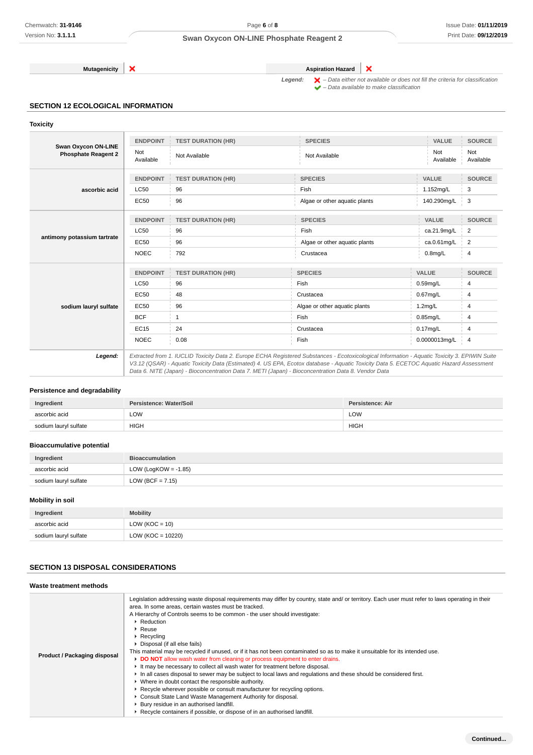| Mutagenicity | ✘ | Aspiration Hazard | ✘ |
|---|---|---|---|

*Legend:* ✘ – Data either not available or does not fill the criteria for classification
✔ – Data available to make classification

## SECTION 12 ECOLOGICAL INFORMATION

### Toxicity

| Swan Oxycon ON-LINE Phosphate Reagent 2 | ENDPOINT | TEST DURATION (HR) | SPECIES | VALUE | SOURCE |
|---|---|---|---|---|---|
| | Not Available | Not Available | Not Available | Not Available | Not Available |

| ascorbic acid | ENDPOINT | TEST DURATION (HR) | SPECIES | VALUE | SOURCE |
|---|---|---|---|---|---|
| | LC50 | 96 | Fish | 1.152mg/L | 3 |
| | EC50 | 96 | Algae or other aquatic plants | 140.290mg/L | 3 |

| antimony potassium tartrate | ENDPOINT | TEST DURATION (HR) | SPECIES | VALUE | SOURCE |
|---|---|---|---|---|---|
| | LC50 | 96 | Fish | ca.21.9mg/L | 2 |
| | EC50 | 96 | Algae or other aquatic plants | ca.0.61mg/L | 2 |
| | NOEC | 792 | Crustacea | 0.8mg/L | 4 |

| sodium lauryl sulfate | ENDPOINT | TEST DURATION (HR) | SPECIES | VALUE | SOURCE |
|---|---|---|---|---|---|
| | LC50 | 96 | Fish | 0.59mg/L | 4 |
| | EC50 | 48 | Crustacea | 0.67mg/L | 4 |
| | EC50 | 96 | Algae or other aquatic plants | 1.2mg/L | 4 |
| | BCF | 1 | Fish | 0.85mg/L | 4 |
| | EC15 | 24 | Crustacea | 0.17mg/L | 4 |
| | NOEC | 0.08 | Fish | 0.0000013mg/L | 4 |

***Legend:*** *Extracted from 1. IUCLID Toxicity Data 2. Europe ECHA Registered Substances - Ecotoxicological Information - Aquatic Toxicity 3. EPIWIN Suite V3.12 (QSAR) - Aquatic Toxicity Data (Estimated) 4. US EPA, Ecotox database - Aquatic Toxicity Data 5. ECETOC Aquatic Hazard Assessment Data 6. NITE (Japan) - Bioconcentration Data 7. METI (Japan) - Bioconcentration Data 8. Vendor Data*

### Persistence and degradability

| Ingredient | Persistence: Water/Soil | Persistence: Air |
|---|---|---|
| ascorbic acid | LOW | LOW |
| sodium lauryl sulfate | HIGH | HIGH |

### Bioaccumulative potential

| Ingredient | Bioaccumulation |
|---|---|
| ascorbic acid | LOW (LogKOW = -1.85) |
| sodium lauryl sulfate | LOW (BCF = 7.15) |

### Mobility in soil

| Ingredient | Mobility |
|---|---|
| ascorbic acid | LOW (KOC = 10) |
| sodium lauryl sulfate | LOW (KOC = 10220) |

## SECTION 13 DISPOSAL CONSIDERATIONS

### Waste treatment methods

**Product / Packaging disposal**

Legislation addressing waste disposal requirements may differ by country, state and/ or territory. Each user must refer to laws operating in their area. In some areas, certain wastes must be tracked.
A Hierarchy of Controls seems to be common - the user should investigate:

- Reduction
- Reuse
- Recycling
- Disposal (if all else fails)

This material may be recycled if unused, or if it has not been contaminated so as to make it unsuitable for its intended use.

- **DO NOT** allow wash water from cleaning or process equipment to enter drains.
- It may be necessary to collect all wash water for treatment before disposal.
- In all cases disposal to sewer may be subject to local laws and regulations and these should be considered first.
- Where in doubt contact the responsible authority.
- Recycle wherever possible or consult manufacturer for recycling options.
- Consult State Land Waste Management Authority for disposal.
- Bury residue in an authorised landfill.
- Recycle containers if possible, or dispose of in an authorised landfill.

**Continued...**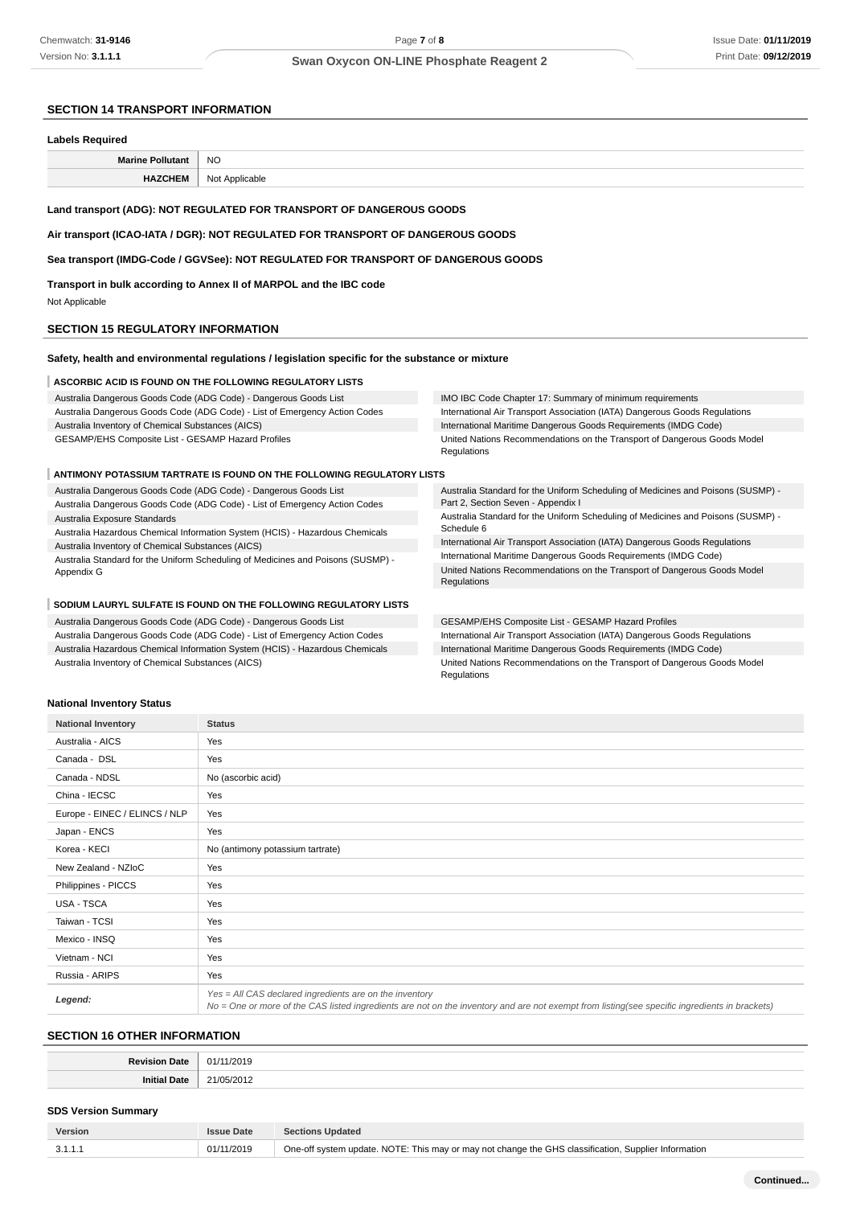## SECTION 14 TRANSPORT INFORMATION

### Labels Required

| | |
|---|---|
| **Marine Pollutant** | NO |
| **HAZCHEM** | Not Applicable |

**Land transport (ADG): NOT REGULATED FOR TRANSPORT OF DANGEROUS GOODS**

**Air transport (ICAO-IATA / DGR): NOT REGULATED FOR TRANSPORT OF DANGEROUS GOODS**

**Sea transport (IMDG-Code / GGVSee): NOT REGULATED FOR TRANSPORT OF DANGEROUS GOODS**

**Transport in bulk according to Annex II of MARPOL and the IBC code**

Not Applicable

## SECTION 15 REGULATORY INFORMATION

**Safety, health and environmental regulations / legislation specific for the substance or mixture**

### ASCORBIC ACID IS FOUND ON THE FOLLOWING REGULATORY LISTS

- Australia Dangerous Goods Code (ADG Code) - Dangerous Goods List
- Australia Dangerous Goods Code (ADG Code) - List of Emergency Action Codes
- Australia Inventory of Chemical Substances (AICS)
- GESAMP/EHS Composite List - GESAMP Hazard Profiles
- IMO IBC Code Chapter 17: Summary of minimum requirements
- International Air Transport Association (IATA) Dangerous Goods Regulations
- International Maritime Dangerous Goods Requirements (IMDG Code)
- United Nations Recommendations on the Transport of Dangerous Goods Model Regulations

### ANTIMONY POTASSIUM TARTRATE IS FOUND ON THE FOLLOWING REGULATORY LISTS

- Australia Dangerous Goods Code (ADG Code) - Dangerous Goods List
- Australia Dangerous Goods Code (ADG Code) - List of Emergency Action Codes
- Australia Exposure Standards
- Australia Hazardous Chemical Information System (HCIS) - Hazardous Chemicals
- Australia Inventory of Chemical Substances (AICS)
- Australia Standard for the Uniform Scheduling of Medicines and Poisons (SUSMP) - Appendix G
- Australia Standard for the Uniform Scheduling of Medicines and Poisons (SUSMP) - Part 2, Section Seven - Appendix I
- Australia Standard for the Uniform Scheduling of Medicines and Poisons (SUSMP) - Schedule 6
- International Air Transport Association (IATA) Dangerous Goods Regulations
- International Maritime Dangerous Goods Requirements (IMDG Code)
- United Nations Recommendations on the Transport of Dangerous Goods Model Regulations

### SODIUM LAURYL SULFATE IS FOUND ON THE FOLLOWING REGULATORY LISTS

- Australia Dangerous Goods Code (ADG Code) - Dangerous Goods List
- Australia Dangerous Goods Code (ADG Code) - List of Emergency Action Codes
- Australia Hazardous Chemical Information System (HCIS) - Hazardous Chemicals
- Australia Inventory of Chemical Substances (AICS)
- GESAMP/EHS Composite List - GESAMP Hazard Profiles
- International Air Transport Association (IATA) Dangerous Goods Regulations
- International Maritime Dangerous Goods Requirements (IMDG Code)
- United Nations Recommendations on the Transport of Dangerous Goods Model Regulations

### National Inventory Status

| National Inventory | Status |
|---|---|
| Australia - AICS | Yes |
| Canada - DSL | Yes |
| Canada - NDSL | No (ascorbic acid) |
| China - IECSC | Yes |
| Europe - EINEC / ELINCS / NLP | Yes |
| Japan - ENCS | Yes |
| Korea - KECI | No (antimony potassium tartrate) |
| New Zealand - NZIoC | Yes |
| Philippines - PICCS | Yes |
| USA - TSCA | Yes |
| Taiwan - TCSI | Yes |
| Mexico - INSQ | Yes |
| Vietnam - NCI | Yes |
| Russia - ARIPS | Yes |
| ***Legend:*** | *Yes = All CAS declared ingredients are on the inventory*<br>*No = One or more of the CAS listed ingredients are not on the inventory and are not exempt from listing(see specific ingredients in brackets)* |

## SECTION 16 OTHER INFORMATION

| | |
|---|---|
| **Revision Date** | 01/11/2019 |
| **Initial Date** | 21/05/2012 |

### SDS Version Summary

| Version | Issue Date | Sections Updated |
|---|---|---|
| 3.1.1.1 | 01/11/2019 | One-off system update. NOTE: This may or may not change the GHS classification, Supplier Information |

**Continued...**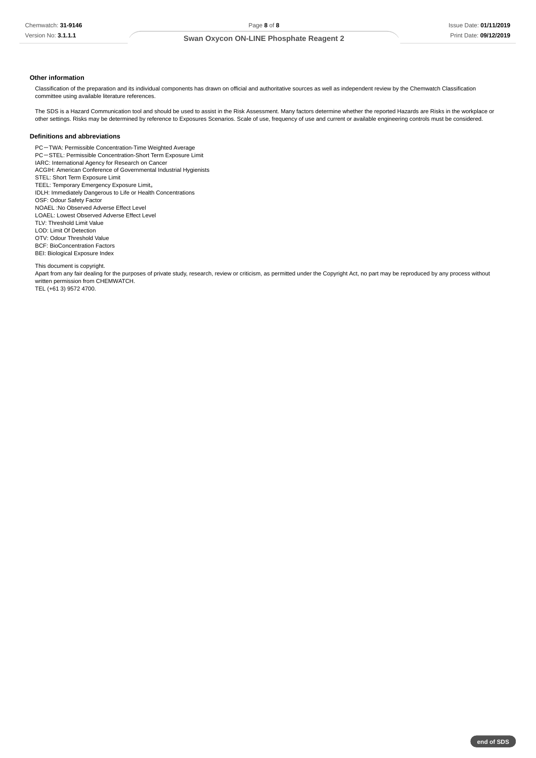### Other information

Classification of the preparation and its individual components has drawn on official and authoritative sources as well as independent review by the Chemwatch Classification committee using available literature references.

The SDS is a Hazard Communication tool and should be used to assist in the Risk Assessment. Many factors determine whether the reported Hazards are Risks in the workplace or other settings. Risks may be determined by reference to Exposures Scenarios. Scale of use, frequency of use and current or available engineering controls must be considered.

### Definitions and abbreviations

PC－TWA: Permissible Concentration-Time Weighted Average
PC－STEL: Permissible Concentration-Short Term Exposure Limit
IARC: International Agency for Research on Cancer
ACGIH: American Conference of Governmental Industrial Hygienists
STEL: Short Term Exposure Limit
TEEL: Temporary Emergency Exposure Limit。
IDLH: Immediately Dangerous to Life or Health Concentrations
OSF: Odour Safety Factor
NOAEL :No Observed Adverse Effect Level
LOAEL: Lowest Observed Adverse Effect Level
TLV: Threshold Limit Value
LOD: Limit Of Detection
OTV: Odour Threshold Value
BCF: BioConcentration Factors
BEI: Biological Exposure Index

This document is copyright.
Apart from any fair dealing for the purposes of private study, research, review or criticism, as permitted under the Copyright Act, no part may be reproduced by any process without written permission from CHEMWATCH.
TEL (+61 3) 9572 4700.

**end of SDS**